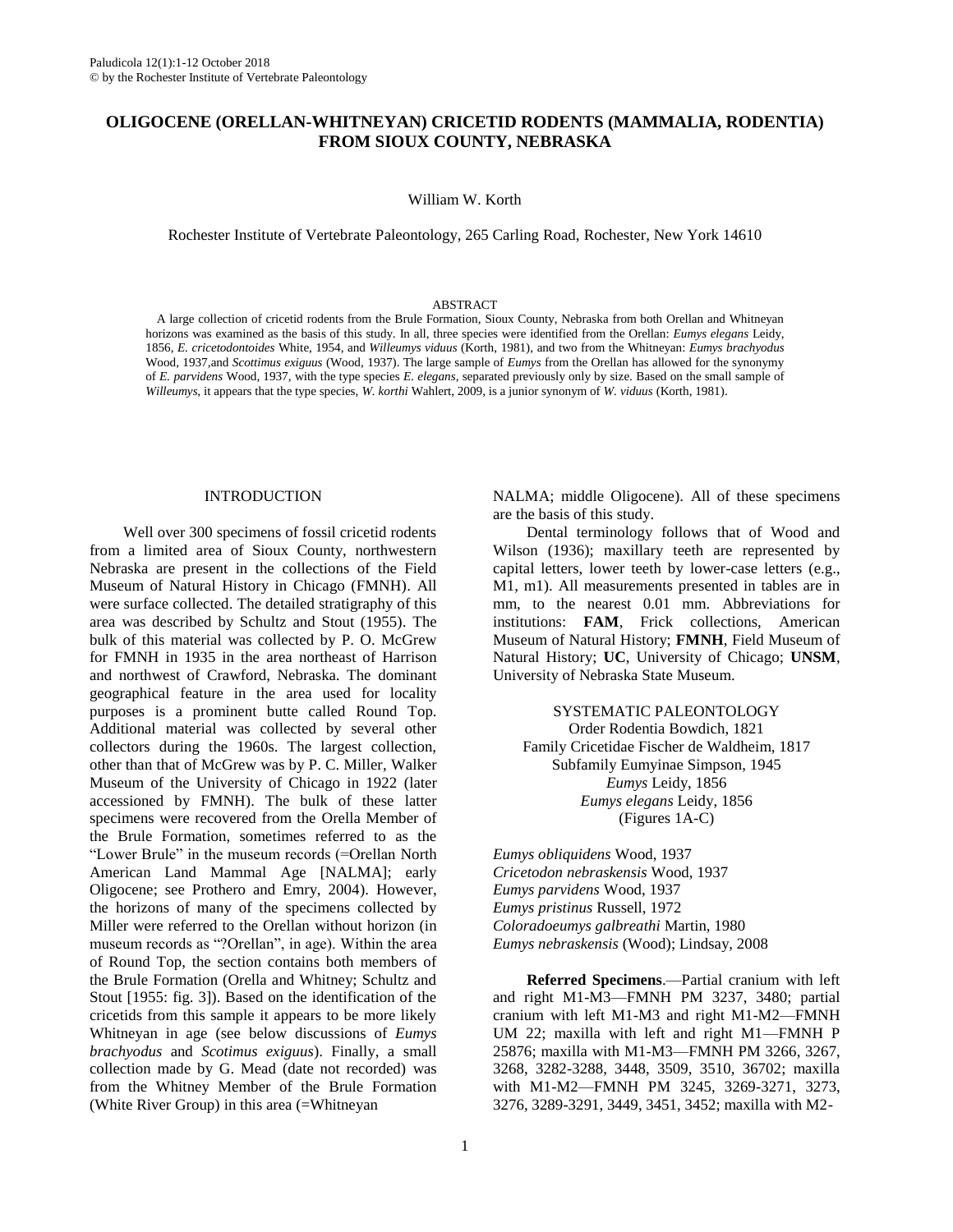# OLIGOCENE (ORELLAN-WHITNEYAN) CRICETID RODENTS (MAMMALIA, RODENTIA) FROM SIOUX COUNTY, NEBRASKA

William W. Korth

Rochester Institute of Vertebrate Paleontology, 265 Carling Road, Rochester, New York 14610

## ABSTRACT

A large collection of cricetid rodents from the Brule Formation, Sioux County, Nebraska from both Orellan and Whitneyan horizons was examined as the basis of this study. In all, three species were identified from the Orellan: *Eumys elegans* Leidy, 1856, *E. cricetodontoides* White, 1954, and *Willeumys viduus* (Korth, 1981), and two from the Whitneyan: *Eumys brachyodus* Wood, 1937,and *Scottimus exiguus* (Wood, 1937). The large sample of *Eumys* from the Orellan has allowed for the synonymy of *E. parvidens* Wood, 1937, with the type species *E. elegans*, separated previously only by size. Based on the small sample of *Willeumys*, it appears that the type species, *W. korthi* Wahlert, 2009, is a junior synonym of *W. viduus* (Korth, 1981).

## INTRODUCTION

Well over 300 specimens of fossil cricetid rodents from a limited area of Sioux County, northwestern Nebraska are present in the collections of the Field Museum of Natural History in Chicago (FMNH). All were surface collected. The detailed stratigraphy of this area was described by Schultz and Stout (1955). The bulk of this material was collected by P. O. McGrew for FMNH in 1935 in the area northeast of Harrison and northwest of Crawford, Nebraska. The dominant geographical feature in the area used for locality purposes is a prominent butte called Round Top. Additional material was collected by several other collectors during the 1960s. The largest collection, other than that of McGrew was by P. C. Miller, Walker Museum of the University of Chicago in 1922 (later accessioned by FMNH). The bulk of these latter specimens were recovered from the Orella Member of the Brule Formation, sometimes referred to as the "Lower Brule" in the museum records (=Orellan North American Land Mammal Age [NALMA]; early Oligocene; see Prothero and Emry, 2004). However, the horizons of many of the specimens collected by Miller were referred to the Orellan without horizon (in museum records as "?Orellan", in age). Within the area of Round Top, the section contains both members of the Brule Formation (Orella and Whitney; Schultz and Stout [1955: fig. 3]). Based on the identification of the cricetids from this sample it appears to be more likely Whitneyan in age (see below discussions of *Eumys brachyodus* and *Scotimus exiguus*). Finally, a small collection made by G. Mead (date not recorded) was from the Whitney Member of the Brule Formation (White River Group) in this area (=Whitneyan NALMA; middle Oligocene). All of these specimens are the basis of this study.

Dental terminology follows that of Wood and Wilson (1936); maxillary teeth are represented by capital letters, lower teeth by lower-case letters (e.g., M1, m1). All measurements presented in tables are in mm, to the nearest 0.01 mm. Abbreviations for institutions: **FAM**, Frick collections, American Museum of Natural History; **FMNH**, Field Museum of Natural History; **UC**, University of Chicago; **UNSM**, University of Nebraska State Museum.

## SYSTEMATIC PALEONTOLOGY

Order Rodentia Bowdich, 1821

Family Cricetidae Fischer de Waldheim, 1817

Subfamily Eumyinae Simpson, 1945

*Eumys* Leidy, 1856

*Eumys elegans* Leidy, 1856

(Figures 1A-C)

*Eumys obliquidens* Wood, 1937
*Cricetodon nebraskensis* Wood, 1937
*Eumys parvidens* Wood, 1937
*Eumys pristinus* Russell, 1972
*Coloradoeumys galbreathi* Martin, 1980
*Eumys nebraskensis* (Wood); Lindsay, 2008

**Referred Specimens**.—Partial cranium with left and right M1-M3—FMNH PM 3237, 3480; partial cranium with left M1-M3 and right M1-M2—FMNH UM 22; maxilla with left and right M1—FMNH P 25876; maxilla with M1-M3—FMNH PM 3266, 3267, 3268, 3282-3288, 3448, 3509, 3510, 36702; maxilla with M1-M2—FMNH PM 3245, 3269-3271, 3273, 3276, 3289-3291, 3449, 3451, 3452; maxilla with M2-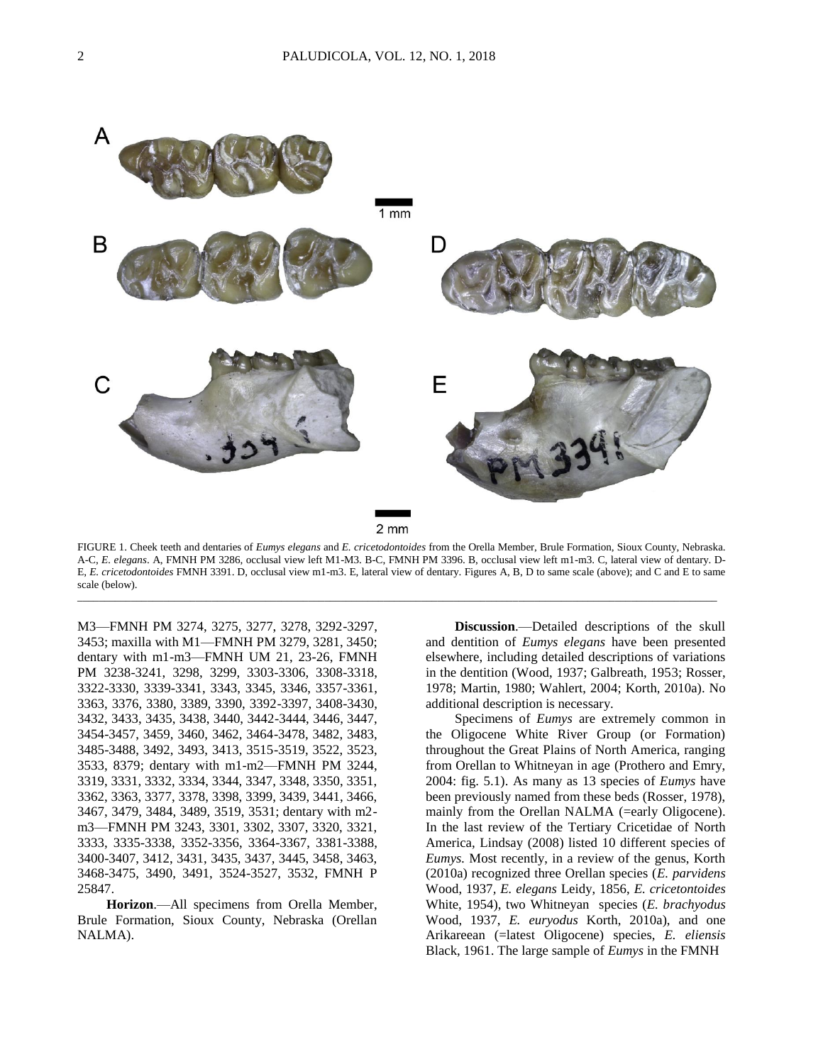FIGURE 1. Cheek teeth and dentaries of *Eumys elegans* and *E. cricetodontoides* from the Orella Member, Brule Formation, Sioux County, Nebraska. A-C, *E. elegans*. A, FMNH PM 3286, occlusal view left M1-M3. B-C, FMNH PM 3396. B, occlusal view left m1-m3. C, lateral view of dentary. D-E, *E. cricetodontoides* FMNH 3391. D, occlusal view m1-m3. E, lateral view of dentary. Figures A, B, D to same scale (above); and C and E to same scale (below).

M3—FMNH PM 3274, 3275, 3277, 3278, 3292-3297, 3453; maxilla with M1—FMNH PM 3279, 3281, 3450; dentary with m1-m3—FMNH UM 21, 23-26, FMNH PM 3238-3241, 3298, 3299, 3303-3306, 3308-3318, 3322-3330, 3339-3341, 3343, 3345, 3346, 3357-3361, 3363, 3376, 3380, 3389, 3390, 3392-3397, 3408-3430, 3432, 3433, 3435, 3438, 3440, 3442-3444, 3446, 3447, 3454-3457, 3459, 3460, 3462, 3464-3478, 3482, 3483, 3485-3488, 3492, 3493, 3413, 3515-3519, 3522, 3523, 3533, 8379; dentary with m1-m2—FMNH PM 3244, 3319, 3331, 3332, 3334, 3344, 3347, 3348, 3350, 3351, 3362, 3363, 3377, 3378, 3398, 3399, 3439, 3441, 3466, 3467, 3479, 3484, 3489, 3519, 3531; dentary with m2-m3—FMNH PM 3243, 3301, 3302, 3307, 3320, 3321, 3333, 3335-3338, 3352-3356, 3364-3367, 3381-3388, 3400-3407, 3412, 3431, 3435, 3437, 3445, 3458, 3463, 3468-3475, 3490, 3491, 3524-3527, 3532, FMNH P 25847.

**Horizon**.—All specimens from Orella Member, Brule Formation, Sioux County, Nebraska (Orellan NALMA).

**Discussion**.—Detailed descriptions of the skull and dentition of *Eumys elegans* have been presented elsewhere, including detailed descriptions of variations in the dentition (Wood, 1937; Galbreath, 1953; Rosser, 1978; Martin, 1980; Wahlert, 2004; Korth, 2010a). No additional description is necessary.

Specimens of *Eumys* are extremely common in the Oligocene White River Group (or Formation) throughout the Great Plains of North America, ranging from Orellan to Whitneyan in age (Prothero and Emry, 2004: fig. 5.1). As many as 13 species of *Eumys* have been previously named from these beds (Rosser, 1978), mainly from the Orellan NALMA (=early Oligocene). In the last review of the Tertiary Cricetidae of North America, Lindsay (2008) listed 10 different species of *Eumys.* Most recently, in a review of the genus, Korth (2010a) recognized three Orellan species (*E. parvidens* Wood, 1937, *E. elegans* Leidy, 1856, *E. cricetontoides* White, 1954), two Whitneyan species (*E. brachyodus* Wood, 1937, *E. euryodus* Korth, 2010a), and one Arikareean (=latest Oligocene) species, *E. eliensis* Black, 1961. The large sample of *Eumys* in the FMNH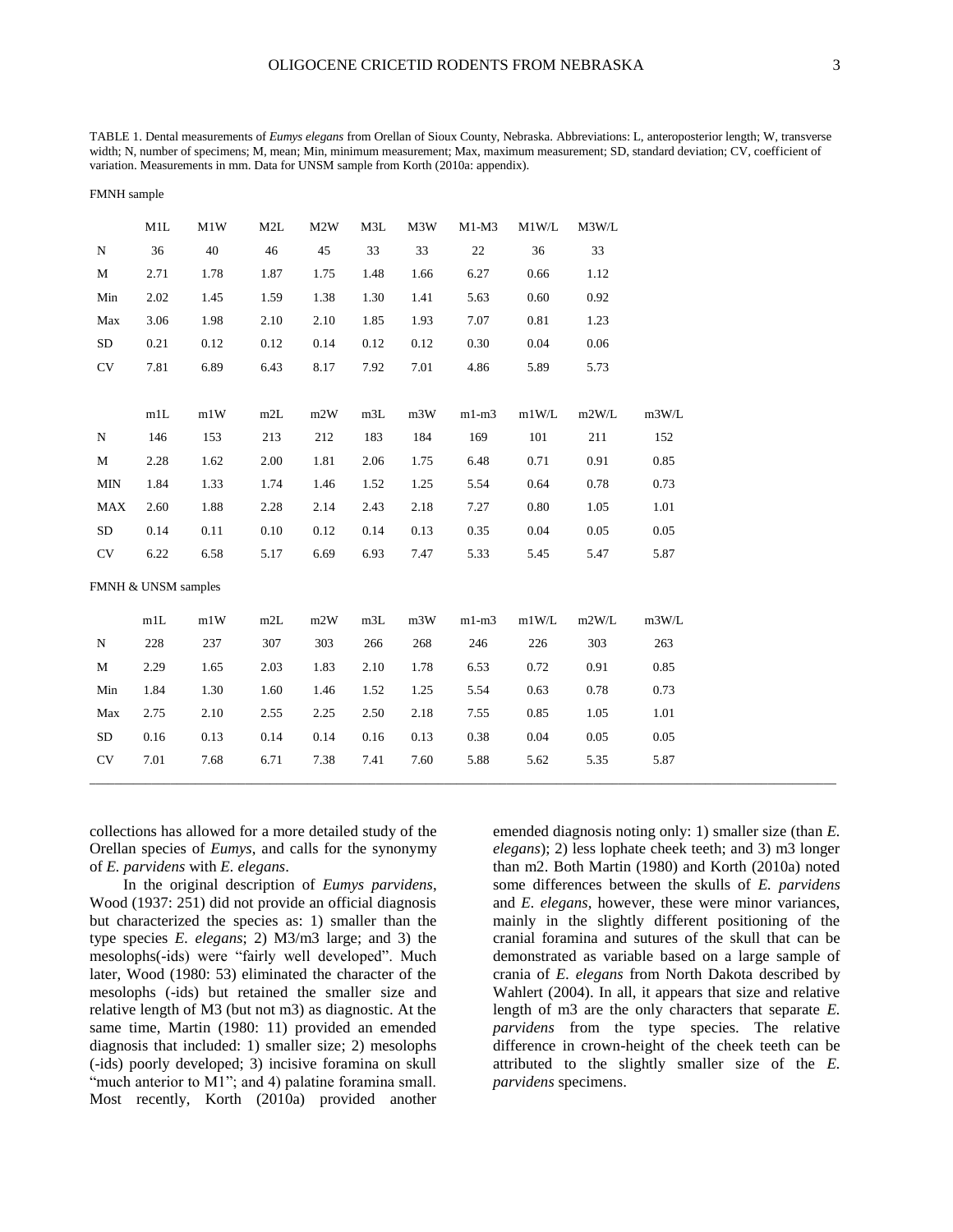TABLE 1. Dental measurements of *Eumys elegans* from Orellan of Sioux County, Nebraska. Abbreviations: L, anteroposterior length; W, transverse width; N, number of specimens; M, mean; Min, minimum measurement; Max, maximum measurement; SD, standard deviation; CV, coefficient of variation. Measurements in mm. Data for UNSM sample from Korth (2010a: appendix).

FMNH sample

| | M1L | M1W | M2L | M2W | M3L | M3W | M1-M3 | M1W/L | M3W/L |
|---|---|---|---|---|---|---|---|---|---|
| N | 36 | 40 | 46 | 45 | 33 | 33 | 22 | 36 | 33 |
| M | 2.71 | 1.78 | 1.87 | 1.75 | 1.48 | 1.66 | 6.27 | 0.66 | 1.12 |
| Min | 2.02 | 1.45 | 1.59 | 1.38 | 1.30 | 1.41 | 5.63 | 0.60 | 0.92 |
| Max | 3.06 | 1.98 | 2.10 | 2.10 | 1.85 | 1.93 | 7.07 | 0.81 | 1.23 |
| SD | 0.21 | 0.12 | 0.12 | 0.14 | 0.12 | 0.12 | 0.30 | 0.04 | 0.06 |
| CV | 7.81 | 6.89 | 6.43 | 8.17 | 7.92 | 7.01 | 4.86 | 5.89 | 5.73 |

| | m1L | m1W | m2L | m2W | m3L | m3W | m1-m3 | m1W/L | m2W/L | m3W/L |
|---|---|---|---|---|---|---|---|---|---|---|
| N | 146 | 153 | 213 | 212 | 183 | 184 | 169 | 101 | 211 | 152 |
| M | 2.28 | 1.62 | 2.00 | 1.81 | 2.06 | 1.75 | 6.48 | 0.71 | 0.91 | 0.85 |
| MIN | 1.84 | 1.33 | 1.74 | 1.46 | 1.52 | 1.25 | 5.54 | 0.64 | 0.78 | 0.73 |
| MAX | 2.60 | 1.88 | 2.28 | 2.14 | 2.43 | 2.18 | 7.27 | 0.80 | 1.05 | 1.01 |
| SD | 0.14 | 0.11 | 0.10 | 0.12 | 0.14 | 0.13 | 0.35 | 0.04 | 0.05 | 0.05 |
| CV | 6.22 | 6.58 | 5.17 | 6.69 | 6.93 | 7.47 | 5.33 | 5.45 | 5.47 | 5.87 |

FMNH & UNSM samples

| | m1L | m1W | m2L | m2W | m3L | m3W | m1-m3 | m1W/L | m2W/L | m3W/L |
|---|---|---|---|---|---|---|---|---|---|---|
| N | 228 | 237 | 307 | 303 | 266 | 268 | 246 | 226 | 303 | 263 |
| M | 2.29 | 1.65 | 2.03 | 1.83 | 2.10 | 1.78 | 6.53 | 0.72 | 0.91 | 0.85 |
| Min | 1.84 | 1.30 | 1.60 | 1.46 | 1.52 | 1.25 | 5.54 | 0.63 | 0.78 | 0.73 |
| Max | 2.75 | 2.10 | 2.55 | 2.25 | 2.50 | 2.18 | 7.55 | 0.85 | 1.05 | 1.01 |
| SD | 0.16 | 0.13 | 0.14 | 0.14 | 0.16 | 0.13 | 0.38 | 0.04 | 0.05 | 0.05 |
| CV | 7.01 | 7.68 | 6.71 | 7.38 | 7.41 | 7.60 | 5.88 | 5.62 | 5.35 | 5.87 |

collections has allowed for a more detailed study of the Orellan species of *Eumys*, and calls for the synonymy of *E. parvidens* with *E. elegans*.

In the original description of *Eumys parvidens*, Wood (1937: 251) did not provide an official diagnosis but characterized the species as: 1) smaller than the type species *E. elegans*; 2) M3/m3 large; and 3) the mesolophs(-ids) were "fairly well developed". Much later, Wood (1980: 53) eliminated the character of the mesolophs (-ids) but retained the smaller size and relative length of M3 (but not m3) as diagnostic. At the same time, Martin (1980: 11) provided an emended diagnosis that included: 1) smaller size; 2) mesolophs (-ids) poorly developed; 3) incisive foramina on skull "much anterior to M1"; and 4) palatine foramina small. Most recently, Korth (2010a) provided another emended diagnosis noting only: 1) smaller size (than *E. elegans*); 2) less lophate cheek teeth; and 3) m3 longer than m2. Both Martin (1980) and Korth (2010a) noted some differences between the skulls of *E. parvidens* and *E. elegans*, however, these were minor variances, mainly in the slightly different positioning of the cranial foramina and sutures of the skull that can be demonstrated as variable based on a large sample of crania of *E. elegans* from North Dakota described by Wahlert (2004). In all, it appears that size and relative length of m3 are the only characters that separate *E. parvidens* from the type species. The relative difference in crown-height of the cheek teeth can be attributed to the slightly smaller size of the *E. parvidens* specimens.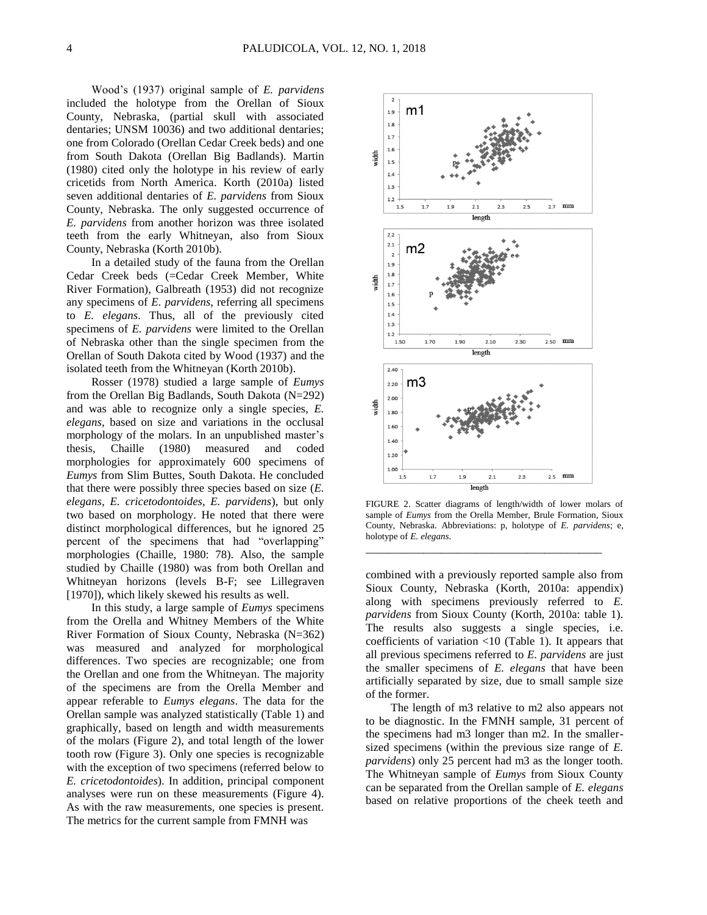Wood's (1937) original sample of *E. parvidens* included the holotype from the Orellan of Sioux County, Nebraska, (partial skull with associated dentaries; UNSM 10036) and two additional dentaries; one from Colorado (Orellan Cedar Creek beds) and one from South Dakota (Orellan Big Badlands). Martin (1980) cited only the holotype in his review of early cricetids from North America. Korth (2010a) listed seven additional dentaries of *E. parvidens* from Sioux County, Nebraska. The only suggested occurrence of *E. parvidens* from another horizon was three isolated teeth from the early Whitneyan, also from Sioux County, Nebraska (Korth 2010b).

In a detailed study of the fauna from the Orellan Cedar Creek beds (=Cedar Creek Member, White River Formation), Galbreath (1953) did not recognize any specimens of *E. parvidens*, referring all specimens to *E. elegans*. Thus, all of the previously cited specimens of *E. parvidens* were limited to the Orellan of Nebraska other than the single specimen from the Orellan of South Dakota cited by Wood (1937) and the isolated teeth from the Whitneyan (Korth 2010b).

Rosser (1978) studied a large sample of *Eumys* from the Orellan Big Badlands, South Dakota (N=292) and was able to recognize only a single species, *E. elegans*, based on size and variations in the occlusal morphology of the molars. In an unpublished master's thesis, Chaille (1980) measured and coded morphologies for approximately 600 specimens of *Eumys* from Slim Buttes, South Dakota. He concluded that there were possibly three species based on size (*E. elegans*, *E. cricetodontoides*, *E. parvidens*), but only two based on morphology. He noted that there were distinct morphological differences, but he ignored 25 percent of the specimens that had "overlapping" morphologies (Chaille, 1980: 78). Also, the sample studied by Chaille (1980) was from both Orellan and Whitneyan horizons (levels B-F; see Lillegraven [1970]), which likely skewed his results as well.

In this study, a large sample of *Eumys* specimens from the Orella and Whitney Members of the White River Formation of Sioux County, Nebraska (N=362) was measured and analyzed for morphological differences. Two species are recognizable; one from the Orellan and one from the Whitneyan. The majority of the specimens are from the Orella Member and appear referable to *Eumys elegans*. The data for the Orellan sample was analyzed statistically (Table 1) and graphically, based on length and width measurements of the molars (Figure 2), and total length of the lower tooth row (Figure 3). Only one species is recognizable with the exception of two specimens (referred below to *E. cricetodontoides*). In addition, principal component analyses were run on these measurements (Figure 4). As with the raw measurements, one species is present. The metrics for the current sample from FMNH was combined with a previously reported sample also from Sioux County, Nebraska (Korth, 2010a: appendix) along with specimens previously referred to *E. parvidens* from Sioux County (Korth, 2010a: table 1). The results also suggests a single species, i.e. coefficients of variation <10 (Table 1). It appears that all previous specimens referred to *E. parvidens* are just the smaller specimens of *E. elegans* that have been artificially separated by size, due to small sample size of the former.

FIGURE 2. Scatter diagrams of length/width of lower molars of sample of *Eumys* from the Orella Member, Brule Formation, Sioux County, Nebraska. Abbreviations: p, holotype of *E. parvidens*; e, holotype of *E. elegans*.

The length of m3 relative to m2 also appears not to be diagnostic. In the FMNH sample, 31 percent of the specimens had m3 longer than m2. In the smaller-sized specimens (within the previous size range of *E. parvidens*) only 25 percent had m3 as the longer tooth. The Whitneyan sample of *Eumys* from Sioux County can be separated from the Orellan sample of *E. elegans* based on relative proportions of the cheek teeth and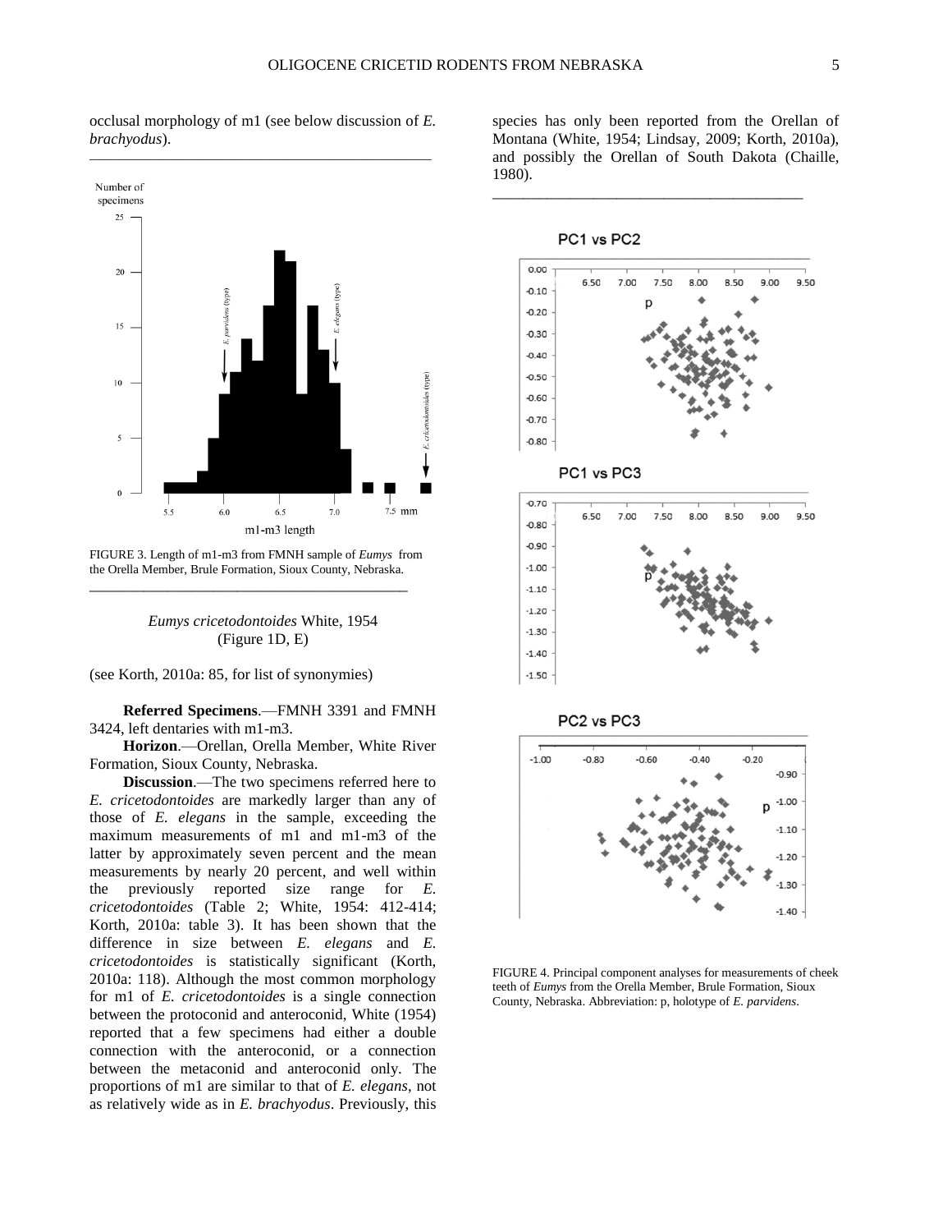occlusal morphology of m1 (see below discussion of *E. brachyodus*).

FIGURE 3. Length of m1-m3 from FMNH sample of *Eumys* from the Orella Member, Brule Formation, Sioux County, Nebraska.

*Eumys cricetodontoides* White, 1954
(Figure 1D, E)

(see Korth, 2010a: 85, for list of synonymies)

**Referred Specimens**.—FMNH 3391 and FMNH 3424, left dentaries with m1-m3.

**Horizon**.—Orellan, Orella Member, White River Formation, Sioux County, Nebraska.

**Discussion**.—The two specimens referred here to *E. cricetodontoides* are markedly larger than any of those of *E. elegans* in the sample, exceeding the maximum measurements of m1 and m1-m3 of the latter by approximately seven percent and the mean measurements by nearly 20 percent, and well within the previously reported size range for *E. cricetodontoides* (Table 2; White, 1954: 412-414; Korth, 2010a: table 3). It has been shown that the difference in size between *E. elegans* and *E. cricetodontoides* is statistically significant (Korth, 2010a: 118). Although the most common morphology for m1 of *E. cricetodontoides* is a single connection between the protoconid and anteroconid, White (1954) reported that a few specimens had either a double connection with the anteroconid, or a connection between the metaconid and anteroconid only. The proportions of m1 are similar to that of *E. elegans*, not as relatively wide as in *E. brachyodus*. Previously, this species has only been reported from the Orellan of Montana (White, 1954; Lindsay, 2009; Korth, 2010a), and possibly the Orellan of South Dakota (Chaille, 1980).

FIGURE 4. Principal component analyses for measurements of cheek teeth of *Eumys* from the Orella Member, Brule Formation, Sioux County, Nebraska. Abbreviation: p, holotype of *E. parvidens*.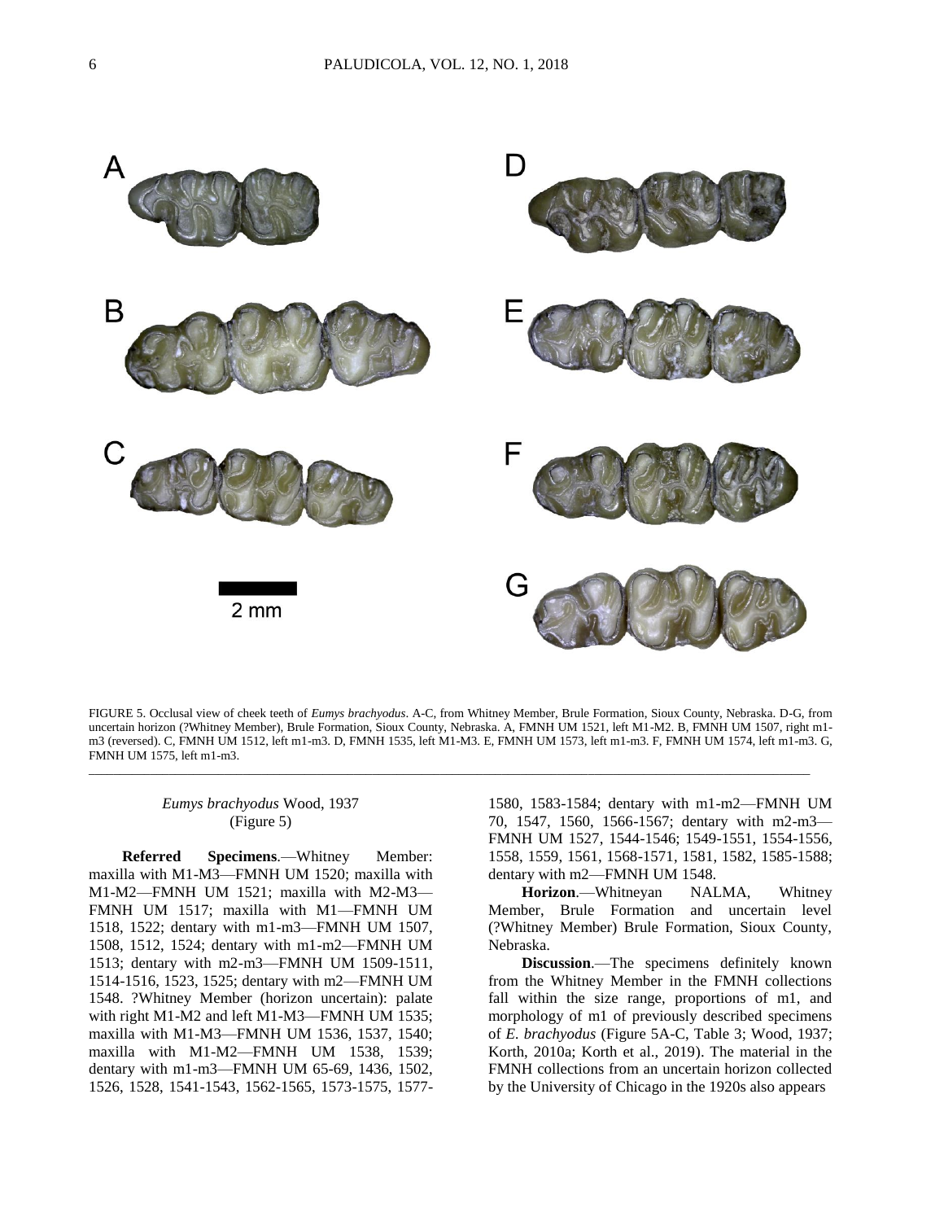FIGURE 5. Occlusal view of cheek teeth of *Eumys brachyodus*. A-C, from Whitney Member, Brule Formation, Sioux County, Nebraska. D-G, from uncertain horizon (?Whitney Member), Brule Formation, Sioux County, Nebraska. A, FMNH UM 1521, left M1-M2. B, FMNH UM 1507, right m1-m3 (reversed). C, FMNH UM 1512, left m1-m3. D, FMNH 1535, left M1-M3. E, FMNH UM 1573, left m1-m3. F, FMNH UM 1574, left m1-m3. G, FMNH UM 1575, left m1-m3.

### *Eumys brachyodus* Wood, 1937
(Figure 5)

**Referred Specimens**.—Whitney Member: maxilla with M1-M3—FMNH UM 1520; maxilla with M1-M2—FMNH UM 1521; maxilla with M2-M3—FMNH UM 1517; maxilla with M1—FMNH UM 1518, 1522; dentary with m1-m3—FMNH UM 1507, 1508, 1512, 1524; dentary with m1-m2—FMNH UM 1513; dentary with m2-m3—FMNH UM 1509-1511, 1514-1516, 1523, 1525; dentary with m2—FMNH UM 1548. ?Whitney Member (horizon uncertain): palate with right M1-M2 and left M1-M3—FMNH UM 1535; maxilla with M1-M3—FMNH UM 1536, 1537, 1540; maxilla with M1-M2—FMNH UM 1538, 1539; dentary with m1-m3—FMNH UM 65-69, 1436, 1502, 1526, 1528, 1541-1543, 1562-1565, 1573-1575, 1577-1580, 1583-1584; dentary with m1-m2—FMNH UM 70, 1547, 1560, 1566-1567; dentary with m2-m3—FMNH UM 1527, 1544-1546; 1549-1551, 1554-1556, 1558, 1559, 1561, 1568-1571, 1581, 1582, 1585-1588; dentary with m2—FMNH UM 1548.

**Horizon**.—Whitneyan NALMA, Whitney Member, Brule Formation and uncertain level (?Whitney Member) Brule Formation, Sioux County, Nebraska.

**Discussion**.—The specimens definitely known from the Whitney Member in the FMNH collections fall within the size range, proportions of m1, and morphology of m1 of previously described specimens of *E. brachyodus* (Figure 5A-C, Table 3; Wood, 1937; Korth, 2010a; Korth et al., 2019). The material in the FMNH collections from an uncertain horizon collected by the University of Chicago in the 1920s also appears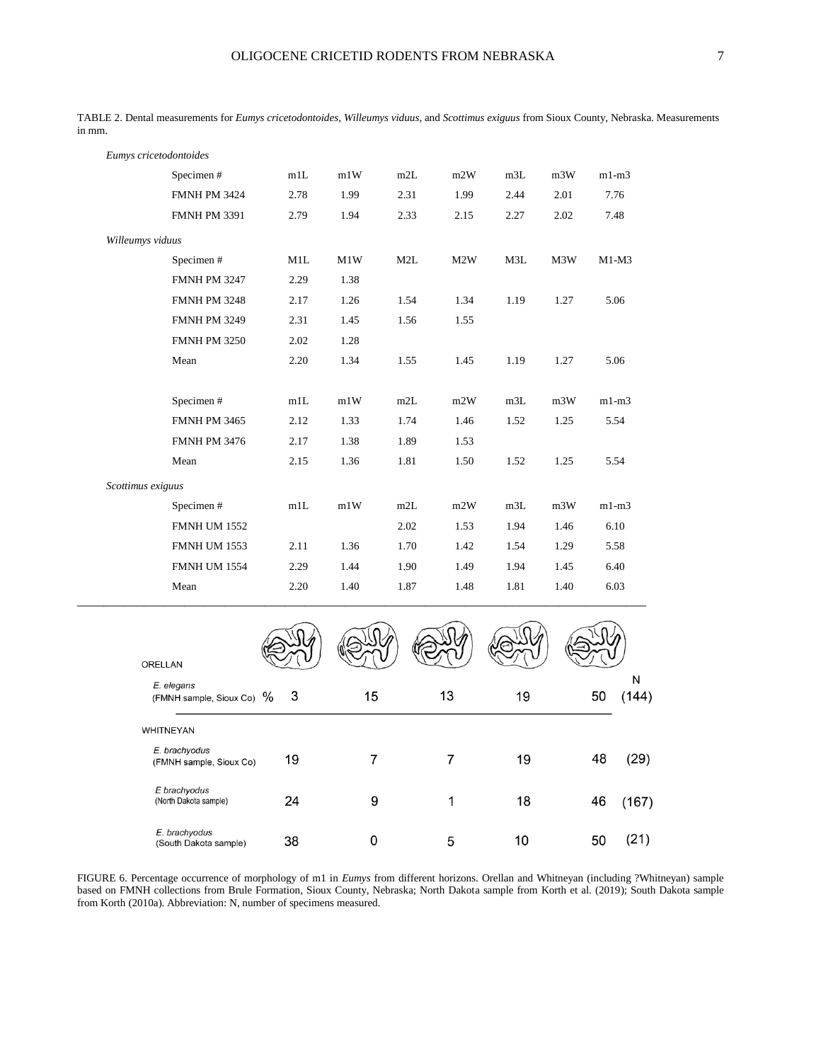TABLE 2. Dental measurements for *Eumys cricetodontoides*, *Willeumys viduus*, and *Scottimus exiguus* from Sioux County, Nebraska. Measurements in mm.

| | Specimen # | m1L | m1W | m2L | m2W | m3L | m3W | m1-m3 |
|---|---|---|---|---|---|---|---|---|
| *Eumys cricetodontoides* | | | | | | | | |
| | FMNH PM 3424 | 2.78 | 1.99 | 2.31 | 1.99 | 2.44 | 2.01 | 7.76 |
| | FMNH PM 3391 | 2.79 | 1.94 | 2.33 | 2.15 | 2.27 | 2.02 | 7.48 |
| *Willeumys viduus* | | | | | | | | |
| | Specimen # | M1L | M1W | M2L | M2W | M3L | M3W | M1-M3 |
| | FMNH PM 3247 | 2.29 | 1.38 | | | | | |
| | FMNH PM 3248 | 2.17 | 1.26 | 1.54 | 1.34 | 1.19 | 1.27 | 5.06 |
| | FMNH PM 3249 | 2.31 | 1.45 | 1.56 | 1.55 | | | |
| | FMNH PM 3250 | 2.02 | 1.28 | | | | | |
| | Mean | 2.20 | 1.34 | 1.55 | 1.45 | 1.19 | 1.27 | 5.06 |
| | Specimen # | m1L | m1W | m2L | m2W | m3L | m3W | m1-m3 |
| | FMNH PM 3465 | 2.12 | 1.33 | 1.74 | 1.46 | 1.52 | 1.25 | 5.54 |
| | FMNH PM 3476 | 2.17 | 1.38 | 1.89 | 1.53 | | | |
| | Mean | 2.15 | 1.36 | 1.81 | 1.50 | 1.52 | 1.25 | 5.54 |
| *Scottimus exiguus* | | | | | | | | |
| | Specimen # | m1L | m1W | m2L | m2W | m3L | m3W | m1-m3 |
| | FMNH UM 1552 | | | 2.02 | 1.53 | 1.94 | 1.46 | 6.10 |
| | FMNH UM 1553 | 2.11 | 1.36 | 1.70 | 1.42 | 1.54 | 1.29 | 5.58 |
| | FMNH UM 1554 | 2.29 | 1.44 | 1.90 | 1.49 | 1.94 | 1.45 | 6.40 |
| | Mean | 2.20 | 1.40 | 1.87 | 1.48 | 1.81 | 1.40 | 6.03 |

| | Morphotype 1 | Morphotype 2 | Morphotype 3 | Morphotype 4 | Morphotype 5 | N |
|---|---|---|---|---|---|---|
| **ORELLAN** | | | | | | |
| *E. elegans* (FMNH sample, Sioux Co) % | 3 | 15 | 13 | 19 | 50 | (144) |
| **WHITNEYAN** | | | | | | |
| *E. brachyodus* (FMNH sample, Sioux Co) | 19 | 7 | 7 | 19 | 48 | (29) |
| *E brachyodus* (North Dakota sample) | 24 | 9 | 1 | 18 | 46 | (167) |
| *E. brachyodus* (South Dakota sample) | 38 | 0 | 5 | 10 | 50 | (21) |

FIGURE 6. Percentage occurrence of morphology of m1 in *Eumys* from different horizons. Orellan and Whitneyan (including ?Whitneyan) sample based on FMNH collections from Brule Formation, Sioux County, Nebraska; North Dakota sample from Korth et al. (2019); South Dakota sample from Korth (2010a). Abbreviation: N, number of specimens measured.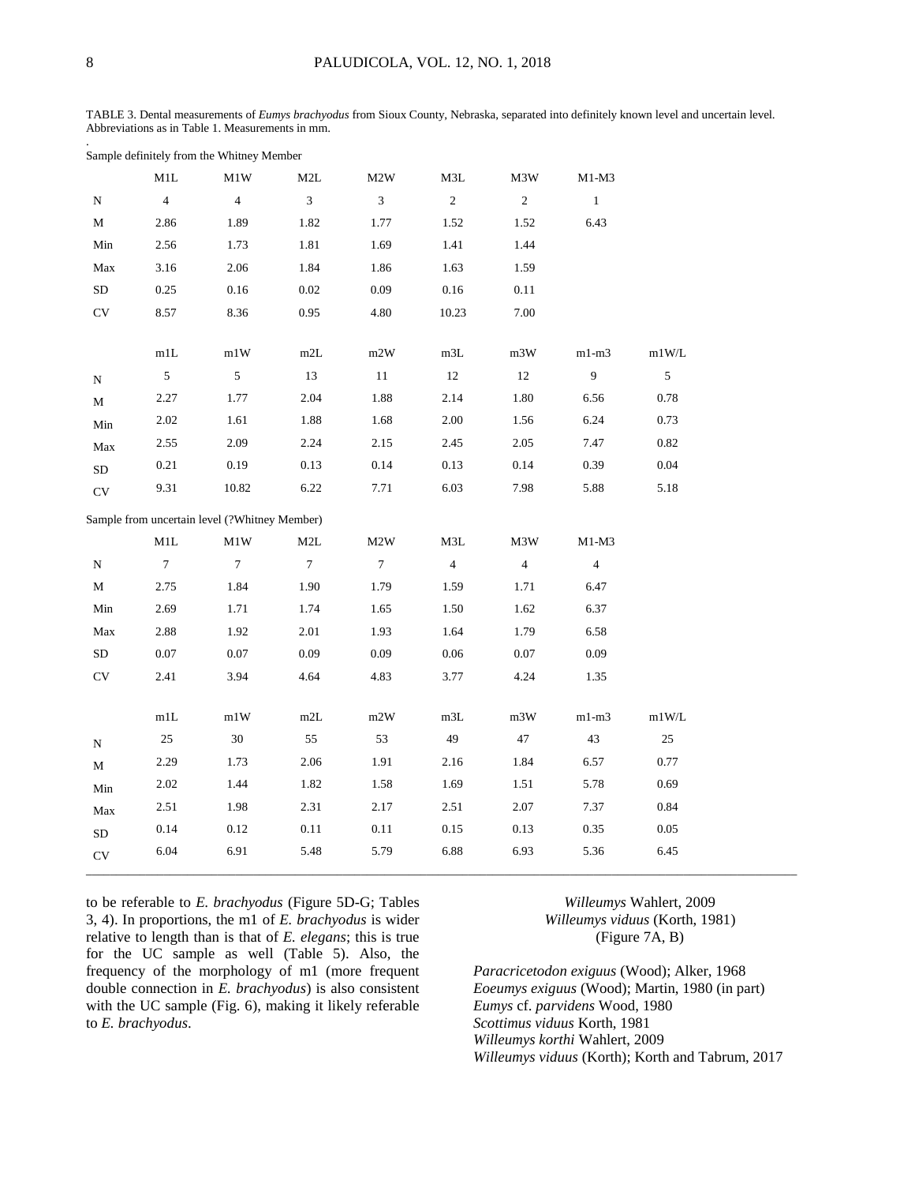TABLE 3. Dental measurements of *Eumys brachyodus* from Sioux County, Nebraska, separated into definitely known level and uncertain level. Abbreviations as in Table 1. Measurements in mm.

Sample definitely from the Whitney Member

| | M1L | M1W | M2L | M2W | M3L | M3W | M1-M3 | |
|---|---|---|---|---|---|---|---|---|
| N | 4 | 4 | 3 | 3 | 2 | 2 | 1 | |
| M | 2.86 | 1.89 | 1.82 | 1.77 | 1.52 | 1.52 | 6.43 | |
| Min | 2.56 | 1.73 | 1.81 | 1.69 | 1.41 | 1.44 | | |
| Max | 3.16 | 2.06 | 1.84 | 1.86 | 1.63 | 1.59 | | |
| SD | 0.25 | 0.16 | 0.02 | 0.09 | 0.16 | 0.11 | | |
| CV | 8.57 | 8.36 | 0.95 | 4.80 | 10.23 | 7.00 | | |
| | m1L | m1W | m2L | m2W | m3L | m3W | m1-m3 | m1W/L |
| N | 5 | 5 | 13 | 11 | 12 | 12 | 9 | 5 |
| M | 2.27 | 1.77 | 2.04 | 1.88 | 2.14 | 1.80 | 6.56 | 0.78 |
| Min | 2.02 | 1.61 | 1.88 | 1.68 | 2.00 | 1.56 | 6.24 | 0.73 |
| Max | 2.55 | 2.09 | 2.24 | 2.15 | 2.45 | 2.05 | 7.47 | 0.82 |
| SD | 0.21 | 0.19 | 0.13 | 0.14 | 0.13 | 0.14 | 0.39 | 0.04 |
| CV | 9.31 | 10.82 | 6.22 | 7.71 | 6.03 | 7.98 | 5.88 | 5.18 |

Sample from uncertain level (?Whitney Member)

| | M1L | M1W | M2L | M2W | M3L | M3W | M1-M3 | |
|---|---|---|---|---|---|---|---|---|
| N | 7 | 7 | 7 | 7 | 4 | 4 | 4 | |
| M | 2.75 | 1.84 | 1.90 | 1.79 | 1.59 | 1.71 | 6.47 | |
| Min | 2.69 | 1.71 | 1.74 | 1.65 | 1.50 | 1.62 | 6.37 | |
| Max | 2.88 | 1.92 | 2.01 | 1.93 | 1.64 | 1.79 | 6.58 | |
| SD | 0.07 | 0.07 | 0.09 | 0.09 | 0.06 | 0.07 | 0.09 | |
| CV | 2.41 | 3.94 | 4.64 | 4.83 | 3.77 | 4.24 | 1.35 | |
| | m1L | m1W | m2L | m2W | m3L | m3W | m1-m3 | m1W/L |
| N | 25 | 30 | 55 | 53 | 49 | 47 | 43 | 25 |
| M | 2.29 | 1.73 | 2.06 | 1.91 | 2.16 | 1.84 | 6.57 | 0.77 |
| Min | 2.02 | 1.44 | 1.82 | 1.58 | 1.69 | 1.51 | 5.78 | 0.69 |
| Max | 2.51 | 1.98 | 2.31 | 2.17 | 2.51 | 2.07 | 7.37 | 0.84 |
| SD | 0.14 | 0.12 | 0.11 | 0.11 | 0.15 | 0.13 | 0.35 | 0.05 |
| CV | 6.04 | 6.91 | 5.48 | 5.79 | 6.88 | 6.93 | 5.36 | 6.45 |

to be referable to *E. brachyodus* (Figure 5D-G; Tables 3, 4). In proportions, the m1 of *E. brachyodus* is wider relative to length than is that of *E. elegans*; this is true for the UC sample as well (Table 5). Also, the frequency of the morphology of m1 (more frequent double connection in *E. brachyodus*) is also consistent with the UC sample (Fig. 6), making it likely referable to *E. brachyodus*.

*Willeumys* Wahlert, 2009

*Willeumys viduus* (Korth, 1981)

(Figure 7A, B)

*Paracricetodon exiguus* (Wood); Alker, 1968
*Eoeumys exiguus* (Wood); Martin, 1980 (in part)
*Eumys* cf. *parvidens* Wood, 1980
*Scottimus viduus* Korth, 1981
*Willeumys korthi* Wahlert, 2009
*Willeumys viduus* (Korth); Korth and Tabrum, 2017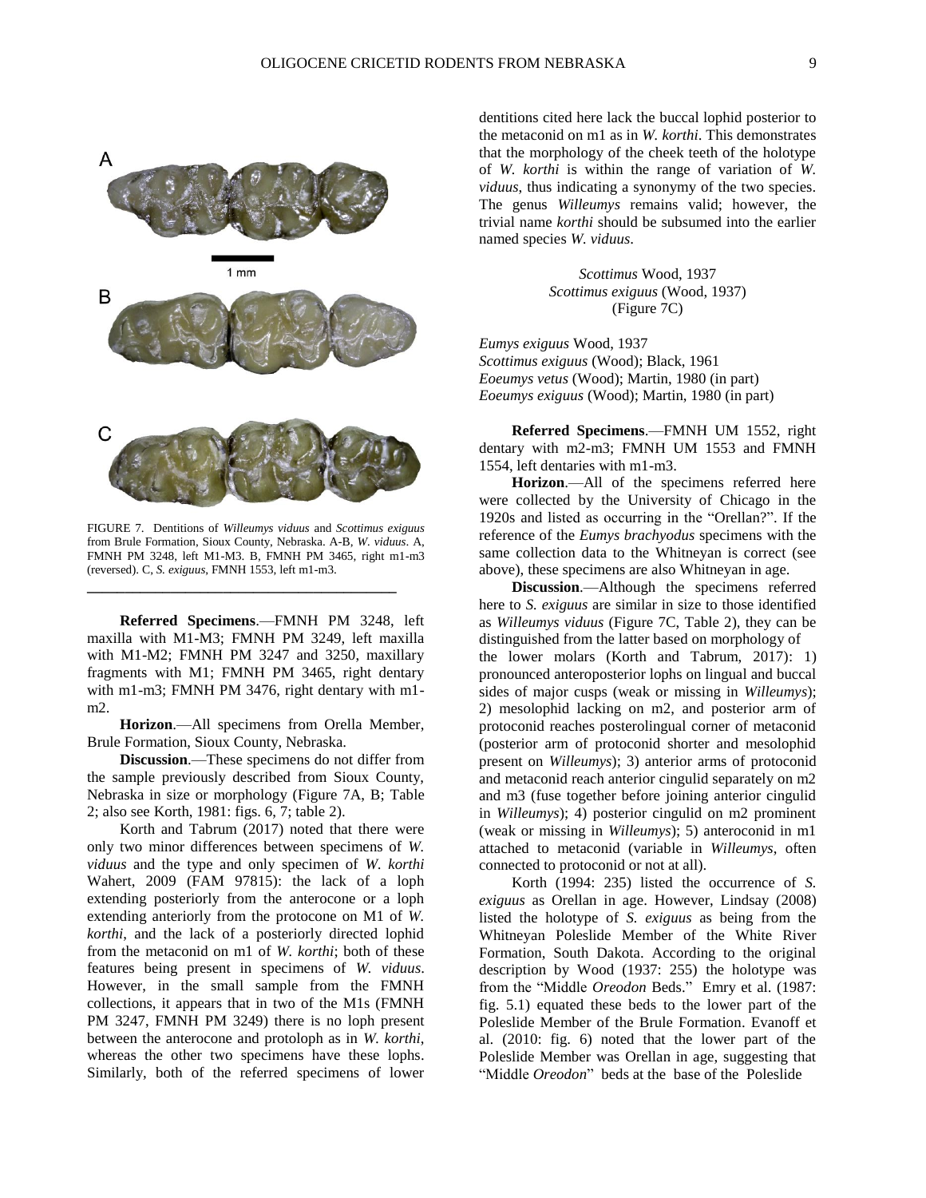FIGURE 7. Dentitions of *Willeumys viduus* and *Scottimus exiguus* from Brule Formation, Sioux County, Nebraska. A-B, *W. viduus*. A, FMNH PM 3248, left M1-M3. B, FMNH PM 3465, right m1-m3 (reversed). C, *S. exiguus*, FMNH 1553, left m1-m3.

**Referred Specimens**.—FMNH PM 3248, left maxilla with M1-M3; FMNH PM 3249, left maxilla with M1-M2; FMNH PM 3247 and 3250, maxillary fragments with M1; FMNH PM 3465, right dentary with m1-m3; FMNH PM 3476, right dentary with m1-m2.

**Horizon**.—All specimens from Orella Member, Brule Formation, Sioux County, Nebraska.

**Discussion**.—These specimens do not differ from the sample previously described from Sioux County, Nebraska in size or morphology (Figure 7A, B; Table 2; also see Korth, 1981: figs. 6, 7; table 2).

Korth and Tabrum (2017) noted that there were only two minor differences between specimens of *W. viduus* and the type and only specimen of *W. korthi* Wahert, 2009 (FAM 97815): the lack of a loph extending posteriorly from the anterocone or a loph extending anteriorly from the protocone on M1 of *W. korthi*, and the lack of a posteriorly directed lophid from the metaconid on m1 of *W. korthi*; both of these features being present in specimens of *W. viduus*. However, in the small sample from the FMNH collections, it appears that in two of the M1s (FMNH PM 3247, FMNH PM 3249) there is no loph present between the anterocone and protoloph as in *W. korthi*, whereas the other two specimens have these lophs. Similarly, both of the referred specimens of lower dentitions cited here lack the buccal lophid posterior to the metaconid on m1 as in *W. korthi*. This demonstrates that the morphology of the cheek teeth of the holotype of *W. korthi* is within the range of variation of *W. viduus*, thus indicating a synonymy of the two species. The genus *Willeumys* remains valid; however, the trivial name *korthi* should be subsumed into the earlier named species *W. viduus*.

*Scottimus* Wood, 1937
*Scottimus exiguus* (Wood, 1937)
(Figure 7C)

*Eumys exiguus* Wood, 1937
*Scottimus exiguus* (Wood); Black, 1961
*Eoeumys vetus* (Wood); Martin, 1980 (in part)
*Eoeumys exiguus* (Wood); Martin, 1980 (in part)

**Referred Specimens**.—FMNH UM 1552, right dentary with m2-m3; FMNH UM 1553 and FMNH 1554, left dentaries with m1-m3.

**Horizon**.—All of the specimens referred here were collected by the University of Chicago in the 1920s and listed as occurring in the "Orellan?". If the reference of the *Eumys brachyodus* specimens with the same collection data to the Whitneyan is correct (see above), these specimens are also Whitneyan in age.

**Discussion**.—Although the specimens referred here to *S. exiguus* are similar in size to those identified as *Willeumys viduus* (Figure 7C, Table 2), they can be distinguished from the latter based on morphology of the lower molars (Korth and Tabrum, 2017): 1) pronounced anteroposterior lophs on lingual and buccal sides of major cusps (weak or missing in *Willeumys*); 2) mesolophid lacking on m2, and posterior arm of protoconid reaches posterolingual corner of metaconid (posterior arm of protoconid shorter and mesolophid present on *Willeumys*); 3) anterior arms of protoconid and metaconid reach anterior cingulid separately on m2 and m3 (fuse together before joining anterior cingulid in *Willeumys*); 4) posterior cingulid on m2 prominent (weak or missing in *Willeumys*); 5) anteroconid in m1 attached to metaconid (variable in *Willeumys*, often connected to protoconid or not at all).

Korth (1994: 235) listed the occurrence of *S. exiguus* as Orellan in age. However, Lindsay (2008) listed the holotype of *S. exiguus* as being from the Whitneyan Poleslide Member of the White River Formation, South Dakota. According to the original description by Wood (1937: 255) the holotype was from the "Middle *Oreodon* Beds." Emry et al. (1987: fig. 5.1) equated these beds to the lower part of the Poleslide Member of the Brule Formation. Evanoff et al. (2010: fig. 6) noted that the lower part of the Poleslide Member was Orellan in age, suggesting that "Middle *Oreodon*" beds at the base of the Poleslide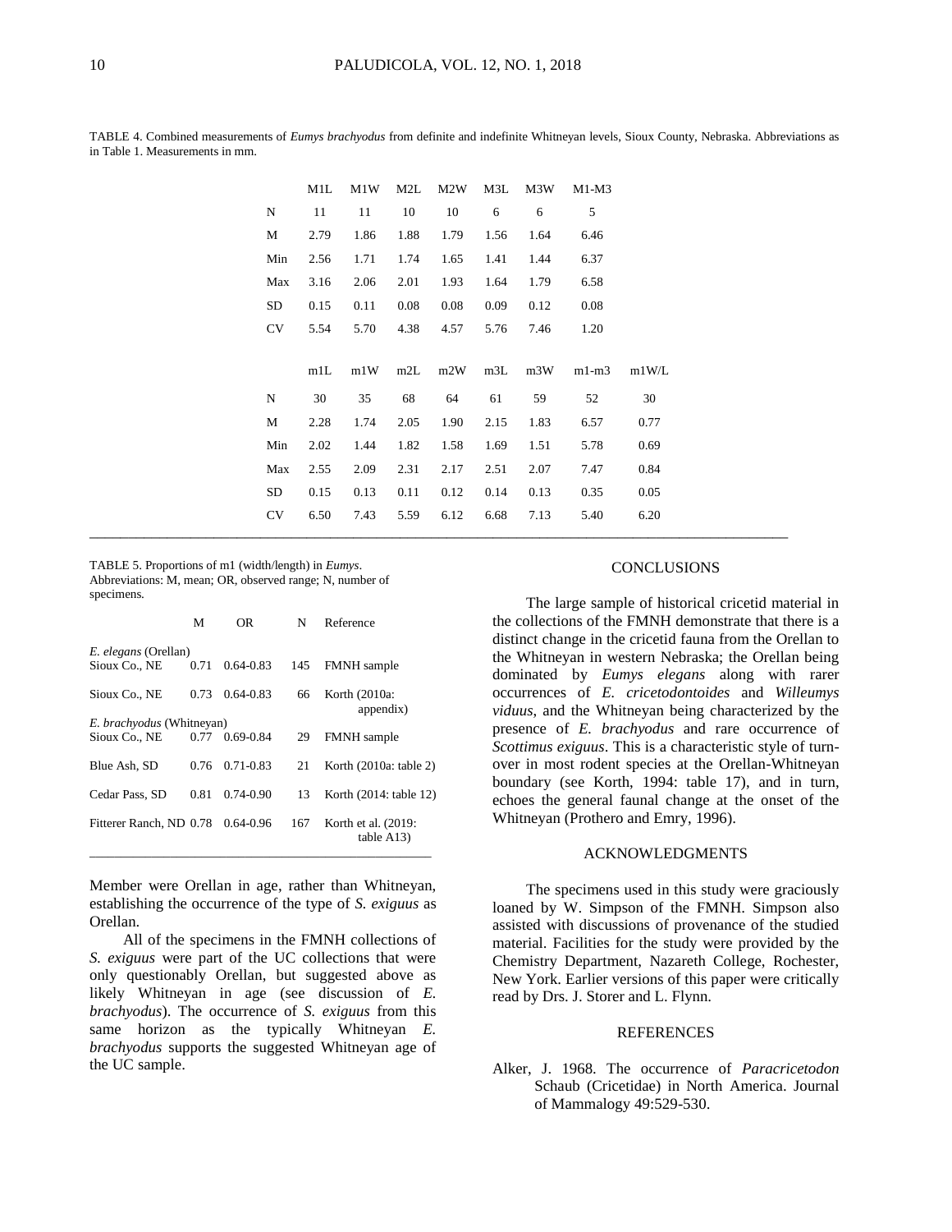TABLE 4. Combined measurements of *Eumys brachyodus* from definite and indefinite Whitneyan levels, Sioux County, Nebraska. Abbreviations as in Table 1. Measurements in mm.

| | M1L | M1W | M2L | M2W | M3L | M3W | M1-M3 | |
|---|---|---|---|---|---|---|---|---|
| N | 11 | 11 | 10 | 10 | 6 | 6 | 5 | |
| M | 2.79 | 1.86 | 1.88 | 1.79 | 1.56 | 1.64 | 6.46 | |
| Min | 2.56 | 1.71 | 1.74 | 1.65 | 1.41 | 1.44 | 6.37 | |
| Max | 3.16 | 2.06 | 2.01 | 1.93 | 1.64 | 1.79 | 6.58 | |
| SD | 0.15 | 0.11 | 0.08 | 0.08 | 0.09 | 0.12 | 0.08 | |
| CV | 5.54 | 5.70 | 4.38 | 4.57 | 5.76 | 7.46 | 1.20 | |
| | m1L | m1W | m2L | m2W | m3L | m3W | m1-m3 | m1W/L |
| N | 30 | 35 | 68 | 64 | 61 | 59 | 52 | 30 |
| M | 2.28 | 1.74 | 2.05 | 1.90 | 2.15 | 1.83 | 6.57 | 0.77 |
| Min | 2.02 | 1.44 | 1.82 | 1.58 | 1.69 | 1.51 | 5.78 | 0.69 |
| Max | 2.55 | 2.09 | 2.31 | 2.17 | 2.51 | 2.07 | 7.47 | 0.84 |
| SD | 0.15 | 0.13 | 0.11 | 0.12 | 0.14 | 0.13 | 0.35 | 0.05 |
| CV | 6.50 | 7.43 | 5.59 | 6.12 | 6.68 | 7.13 | 5.40 | 6.20 |

TABLE 5. Proportions of m1 (width/length) in *Eumys*. Abbreviations: M, mean; OR, observed range; N, number of specimens.

| | M | OR | N | Reference |
|---|---|---|---|---|
| *E. elegans* (Orellan) | | | | |
| Sioux Co., NE | 0.71 | 0.64-0.83 | 145 | FMNH sample |
| Sioux Co., NE | 0.73 | 0.64-0.83 | 66 | Korth (2010a: appendix) |
| *E. brachyodus* (Whitneyan) | | | | |
| Sioux Co., NE | 0.77 | 0.69-0.84 | 29 | FMNH sample |
| Blue Ash, SD | 0.76 | 0.71-0.83 | 21 | Korth (2010a: table 2) |
| Cedar Pass, SD | 0.81 | 0.74-0.90 | 13 | Korth (2014: table 12) |
| Fitterer Ranch, ND | 0.78 | 0.64-0.96 | 167 | Korth et al. (2019: table A13) |

Member were Orellan in age, rather than Whitneyan, establishing the occurrence of the type of *S. exiguus* as Orellan.

All of the specimens in the FMNH collections of *S. exiguus* were part of the UC collections that were only questionably Orellan, but suggested above as likely Whitneyan in age (see discussion of *E. brachyodus*). The occurrence of *S. exiguus* from this same horizon as the typically Whitneyan *E. brachyodus* supports the suggested Whitneyan age of the UC sample.

## CONCLUSIONS

The large sample of historical cricetid material in the collections of the FMNH demonstrate that there is a distinct change in the cricetid fauna from the Orellan to the Whitneyan in western Nebraska; the Orellan being dominated by *Eumys elegans* along with rarer occurrences of *E. cricetodontoides* and *Willeumys viduus*, and the Whitneyan being characterized by the presence of *E. brachyodus* and rare occurrence of *Scottimus exiguus*. This is a characteristic style of turn-over in most rodent species at the Orellan-Whitneyan boundary (see Korth, 1994: table 17), and in turn, echoes the general faunal change at the onset of the Whitneyan (Prothero and Emry, 1996).

## ACKNOWLEDGMENTS

The specimens used in this study were graciously loaned by W. Simpson of the FMNH. Simpson also assisted with discussions of provenance of the studied material. Facilities for the study were provided by the Chemistry Department, Nazareth College, Rochester, New York. Earlier versions of this paper were critically read by Drs. J. Storer and L. Flynn.

## REFERENCES

Alker, J. 1968. The occurrence of *Paracricetodon* Schaub (Cricetidae) in North America. Journal of Mammalogy 49:529-530.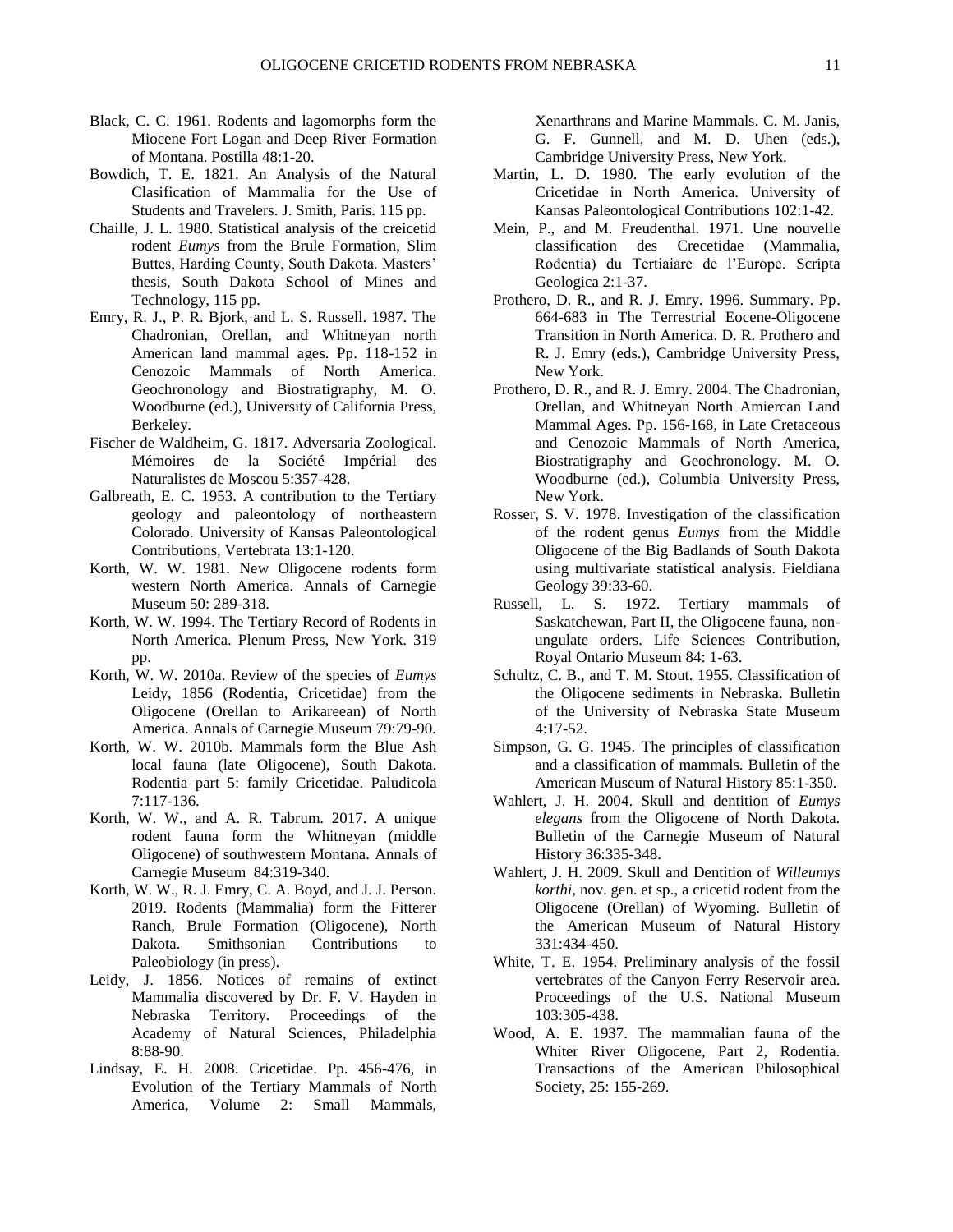Black, C. C. 1961. Rodents and lagomorphs form the Miocene Fort Logan and Deep River Formation of Montana. Postilla 48:1-20.

Bowdich, T. E. 1821. An Analysis of the Natural Clasification of Mammalia for the Use of Students and Travelers. J. Smith, Paris. 115 pp.

Chaille, J. L. 1980. Statistical analysis of the creicetid rodent *Eumys* from the Brule Formation, Slim Buttes, Harding County, South Dakota. Masters' thesis, South Dakota School of Mines and Technology, 115 pp.

Emry, R. J., P. R. Bjork, and L. S. Russell. 1987. The Chadronian, Orellan, and Whitneyan north American land mammal ages. Pp. 118-152 in Cenozoic Mammals of North America. Geochronology and Biostratigraphy, M. O. Woodburne (ed.), University of California Press, Berkeley.

Fischer de Waldheim, G. 1817. Adversaria Zoological. Mémoires de la Société Impérial des Naturalistes de Moscou 5:357-428.

Galbreath, E. C. 1953. A contribution to the Tertiary geology and paleontology of northeastern Colorado. University of Kansas Paleontological Contributions, Vertebrata 13:1-120.

Korth, W. W. 1981. New Oligocene rodents form western North America. Annals of Carnegie Museum 50: 289-318.

Korth, W. W. 1994. The Tertiary Record of Rodents in North America. Plenum Press, New York. 319 pp.

Korth, W. W. 2010a. Review of the species of *Eumys* Leidy, 1856 (Rodentia, Cricetidae) from the Oligocene (Orellan to Arikareean) of North America. Annals of Carnegie Museum 79:79-90.

Korth, W. W. 2010b. Mammals form the Blue Ash local fauna (late Oligocene), South Dakota. Rodentia part 5: family Cricetidae. Paludicola 7:117-136.

Korth, W. W., and A. R. Tabrum. 2017. A unique rodent fauna form the Whitneyan (middle Oligocene) of southwestern Montana. Annals of Carnegie Museum 84:319-340.

Korth, W. W., R. J. Emry, C. A. Boyd, and J. J. Person. 2019. Rodents (Mammalia) form the Fitterer Ranch, Brule Formation (Oligocene), North Dakota. Smithsonian Contributions to Paleobiology (in press).

Leidy, J. 1856. Notices of remains of extinct Mammalia discovered by Dr. F. V. Hayden in Nebraska Territory. Proceedings of the Academy of Natural Sciences, Philadelphia 8:88-90.

Lindsay, E. H. 2008. Cricetidae. Pp. 456-476, in Evolution of the Tertiary Mammals of North America, Volume 2: Small Mammals, Xenarthrans and Marine Mammals. C. M. Janis, G. F. Gunnell, and M. D. Uhen (eds.), Cambridge University Press, New York.

Martin, L. D. 1980. The early evolution of the Cricetidae in North America. University of Kansas Paleontological Contributions 102:1-42.

Mein, P., and M. Freudenthal. 1971. Une nouvelle classification des Crecetidae (Mammalia, Rodentia) du Tertiaiare de l'Europe. Scripta Geologica 2:1-37.

Prothero, D. R., and R. J. Emry. 1996. Summary. Pp. 664-683 in The Terrestrial Eocene-Oligocene Transition in North America. D. R. Prothero and R. J. Emry (eds.), Cambridge University Press, New York.

Prothero, D. R., and R. J. Emry. 2004. The Chadronian, Orellan, and Whitneyan North Amiercan Land Mammal Ages. Pp. 156-168, in Late Cretaceous and Cenozoic Mammals of North America, Biostratigraphy and Geochronology. M. O. Woodburne (ed.), Columbia University Press, New York.

Rosser, S. V. 1978. Investigation of the classification of the rodent genus *Eumys* from the Middle Oligocene of the Big Badlands of South Dakota using multivariate statistical analysis. Fieldiana Geology 39:33-60.

Russell, L. S. 1972. Tertiary mammals of Saskatchewan, Part II, the Oligocene fauna, non-ungulate orders. Life Sciences Contribution, Royal Ontario Museum 84: 1-63.

Schultz, C. B., and T. M. Stout. 1955. Classification of the Oligocene sediments in Nebraska. Bulletin of the University of Nebraska State Museum 4:17-52.

Simpson, G. G. 1945. The principles of classification and a classification of mammals. Bulletin of the American Museum of Natural History 85:1-350.

Wahlert, J. H. 2004. Skull and dentition of *Eumys elegans* from the Oligocene of North Dakota. Bulletin of the Carnegie Museum of Natural History 36:335-348.

Wahlert, J. H. 2009. Skull and Dentition of *Willeumys korthi*, nov. gen. et sp., a cricetid rodent from the Oligocene (Orellan) of Wyoming. Bulletin of the American Museum of Natural History 331:434-450.

White, T. E. 1954. Preliminary analysis of the fossil vertebrates of the Canyon Ferry Reservoir area. Proceedings of the U.S. National Museum 103:305-438.

Wood, A. E. 1937. The mammalian fauna of the Whiter River Oligocene, Part 2, Rodentia. Transactions of the American Philosophical Society, 25: 155-269.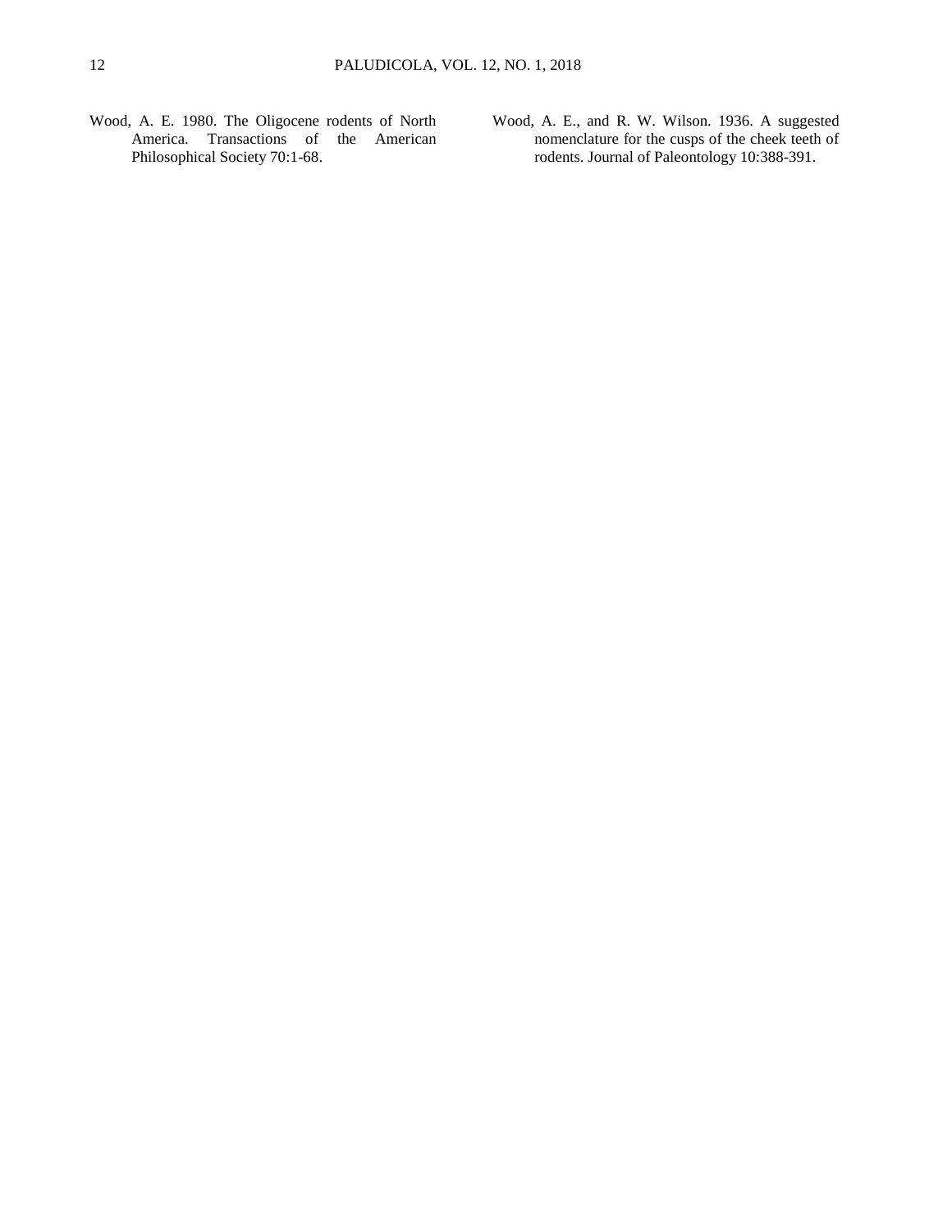Wood, A. E. 1980. The Oligocene rodents of North America. Transactions of the American Philosophical Society 70:1-68.

Wood, A. E., and R. W. Wilson. 1936. A suggested nomenclature for the cusps of the cheek teeth of rodents. Journal of Paleontology 10:388-391.